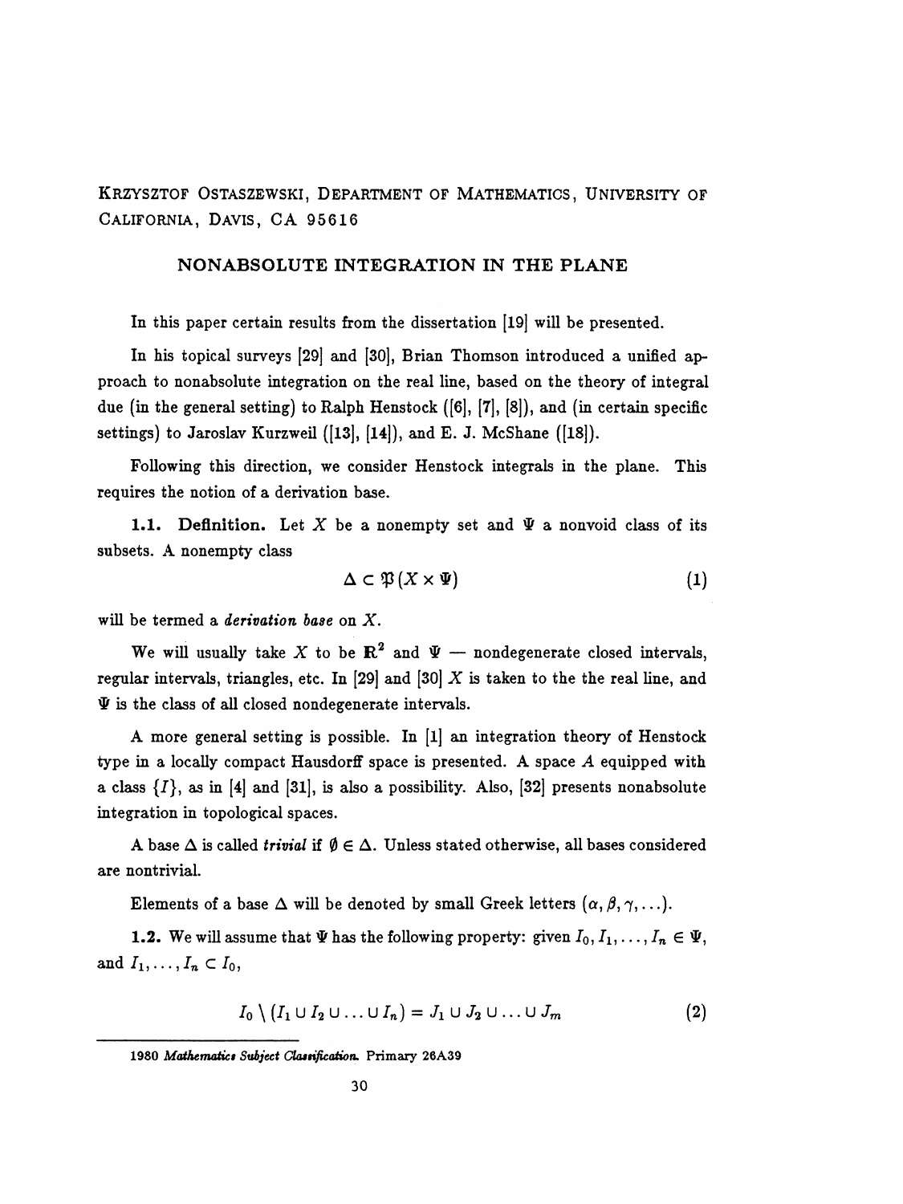KRZYSZTOF OSTASZEWSKI, DEPARTMENT OF MATHEMATICS, UNIVERSITY OF CALIFORNIA, DAVIS, CA 95616

## NONABSOLUTE INTEGRATION IN THE PLANE

In this paper certain results from the dissertation [19] will be presented.

In his topical surveys [29] and [30], Brian Thomson introduced a unified approach to nonabsolute integration on the real line, based on the theory of integral due (in the general setting) to Ralph Henstock ([6], [7], [8]), and (in certain specific settings) to Jaroslav Kurzweil ([13], [14]), and E. J. McShane ([18]).

Following this direction, we consider Henstock integrals in the plane. This requires the notion of a derivation base.

**1.1. Definition.** Let $X$ be a nonempty set and $\Psi$ a nonvoid class of its subsets. A nonempty class

$$\Delta \subset \mathfrak{P}(X \times \Psi) \tag{1}$$

will be termed a *derivation base* on $X$.

We will usually take $X$ to be $\mathbf{R}^2$ and $\Psi$ — nondegenerate closed intervals, regular intervals, triangles, etc. In [29] and [30] $X$ is taken to the the real line, and $\Psi$ is the class of all closed nondegenerate intervals.

A more general setting is possible. In [1] an integration theory of Henstock type in a locally compact Hausdorff space is presented. A space $A$ equipped with a class $\{I\}$, as in [4] and [31], is also a possibility. Also, [32] presents nonabsolute integration in topological spaces.

A base $\Delta$ is called *trivial* if $\emptyset \in \Delta$. Unless stated otherwise, all bases considered are nontrivial.

Elements of a base $\Delta$ will be denoted by small Greek letters $(\alpha, \beta, \gamma, \ldots)$.

**1.2.** We will assume that $\Psi$ has the following property: given $I_0, I_1, \ldots, I_n \in \Psi$, and $I_1, \ldots, I_n \subset I_0$,

$$I_0 \setminus (I_1 \cup I_2 \cup \ldots \cup I_n) = J_1 \cup J_2 \cup \ldots \cup J_m \tag{2}$$

---

1980 *Mathematics Subject Classification.* Primary 26A39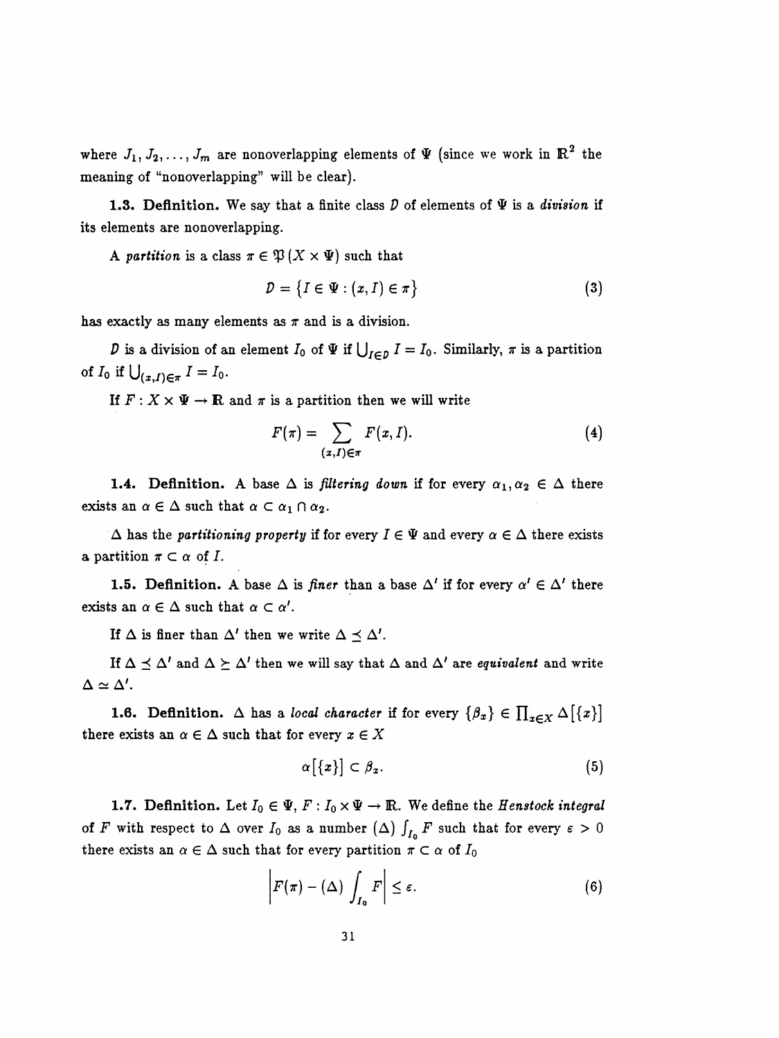where $J_1, J_2, \ldots, J_m$ are nonoverlapping elements of $\Psi$ (since we work in $\mathbb{R}^2$ the meaning of "nonoverlapping" will be clear).

**1.3. Definition.** We say that a finite class $\mathcal{D}$ of elements of $\Psi$ is a *division* if its elements are nonoverlapping.

A *partition* is a class $\pi \in \mathfrak{P}(X \times \Psi)$ such that

$$\mathcal{D} = \{I \in \Psi : (x, I) \in \pi\} \tag{3}$$

has exactly as many elements as $\pi$ and is a division.

$\mathcal{D}$ is a division of an element $I_0$ of $\Psi$ if $\bigcup_{I \in \mathcal{D}} I = I_0$. Similarly, $\pi$ is a partition of $I_0$ if $\bigcup_{(x,I) \in \pi} I = I_0$.

If $F : X \times \Psi \to \mathbb{R}$ and $\pi$ is a partition then we will write

$$F(\pi) = \sum_{(x,I) \in \pi} F(x, I). \tag{4}$$

**1.4. Definition.** A base $\Delta$ is *filtering down* if for every $\alpha_1, \alpha_2 \in \Delta$ there exists an $\alpha \in \Delta$ such that $\alpha \subset \alpha_1 \cap \alpha_2$.

$\Delta$ has the *partitioning property* if for every $I \in \Psi$ and every $\alpha \in \Delta$ there exists a partition $\pi \subset \alpha$ of $I$.

**1.5. Definition.** A base $\Delta$ is *finer* than a base $\Delta'$ if for every $\alpha' \in \Delta'$ there exists an $\alpha \in \Delta$ such that $\alpha \subset \alpha'$.

If $\Delta$ is finer than $\Delta'$ then we write $\Delta \preceq \Delta'$.

If $\Delta \preceq \Delta'$ and $\Delta \succeq \Delta'$ then we will say that $\Delta$ and $\Delta'$ are *equivalent* and write $\Delta \simeq \Delta'$.

**1.6. Definition.** $\Delta$ has a *local character* if for every $\{\beta_x\} \in \prod_{x \in X} \Delta[\{x\}]$ there exists an $\alpha \in \Delta$ such that for every $x \in X$

$$\alpha[\{x\}] \subset \beta_x. \tag{5}$$

**1.7. Definition.** Let $I_0 \in \Psi$, $F : I_0 \times \Psi \to \mathbb{R}$. We define the *Henstock integral* of $F$ with respect to $\Delta$ over $I_0$ as a number $(\Delta) \int_{I_0} F$ such that for every $\varepsilon > 0$ there exists an $\alpha \in \Delta$ such that for every partition $\pi \subset \alpha$ of $I_0$

$$\left| F(\pi) - (\Delta) \int_{I_0} F \right| \leq \varepsilon. \tag{6}$$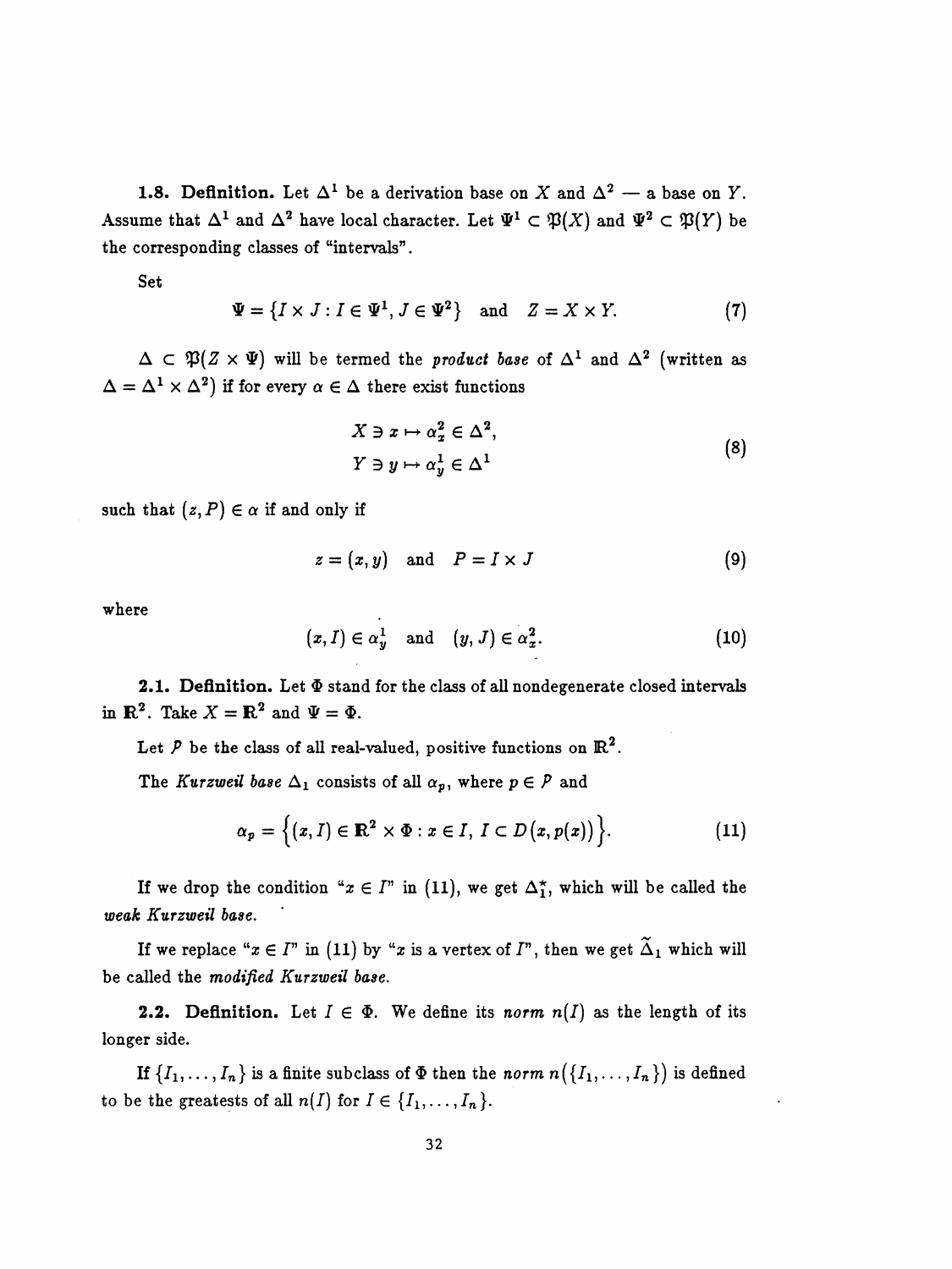**1.8. Definition.** Let $\Delta^1$ be a derivation base on $X$ and $\Delta^2$ — a base on $Y$. Assume that $\Delta^1$ and $\Delta^2$ have local character. Let $\Psi^1 \subset \mathfrak{P}(X)$ and $\Psi^2 \subset \mathfrak{P}(Y)$ be the corresponding classes of "intervals".

Set

$$\Psi = \{I \times J : I \in \Psi^1, J \in \Psi^2\} \quad \text{and} \quad Z = X \times Y. \tag{7}$$

$\Delta \subset \mathfrak{P}(Z \times \Psi)$ will be termed the *product base* of $\Delta^1$ and $\Delta^2$ (written as $\Delta = \Delta^1 \times \Delta^2$) if for every $\alpha \in \Delta$ there exist functions

$$\begin{aligned} X \ni x &\mapsto \alpha_x^2 \in \Delta^2, \\ Y \ni y &\mapsto \alpha_y^1 \in \Delta^1 \end{aligned} \tag{8}$$

such that $(z, P) \in \alpha$ if and only if

$$z = (x, y) \quad \text{and} \quad P = I \times J \tag{9}$$

where

$$(x, I) \in \alpha_y^1 \quad \text{and} \quad (y, J) \in \alpha_x^2. \tag{10}$$

**2.1. Definition.** Let $\Phi$ stand for the class of all nondegenerate closed intervals in $\mathbb{R}^2$. Take $X = \mathbb{R}^2$ and $\Psi = \Phi$.

Let $\mathcal{P}$ be the class of all real-valued, positive functions on $\mathbb{R}^2$.

The *Kurzweil base* $\Delta_1$ consists of all $\alpha_p$, where $p \in \mathcal{P}$ and

$$\alpha_p = \Big\{(x, I) \in \mathbb{R}^2 \times \Phi : x \in I,\ I \subset D\big(x, p(x)\big)\Big\}. \tag{11}$$

If we drop the condition "$x \in I$" in (11), we get $\Delta_1^*$, which will be called the *weak Kurzweil base.*

If we replace "$x \in I$" in (11) by "$x$ is a vertex of $I$", then we get $\widetilde{\Delta}_1$ which will be called the *modified Kurzweil base.*

**2.2. Definition.** Let $I \in \Phi$. We define its *norm* $n(I)$ as the length of its longer side.

If $\{I_1, \ldots, I_n\}$ is a finite subclass of $\Phi$ then the *norm* $n\big(\{I_1, \ldots, I_n\}\big)$ is defined to be the greatests of all $n(I)$ for $I \in \{I_1, \ldots, I_n\}$.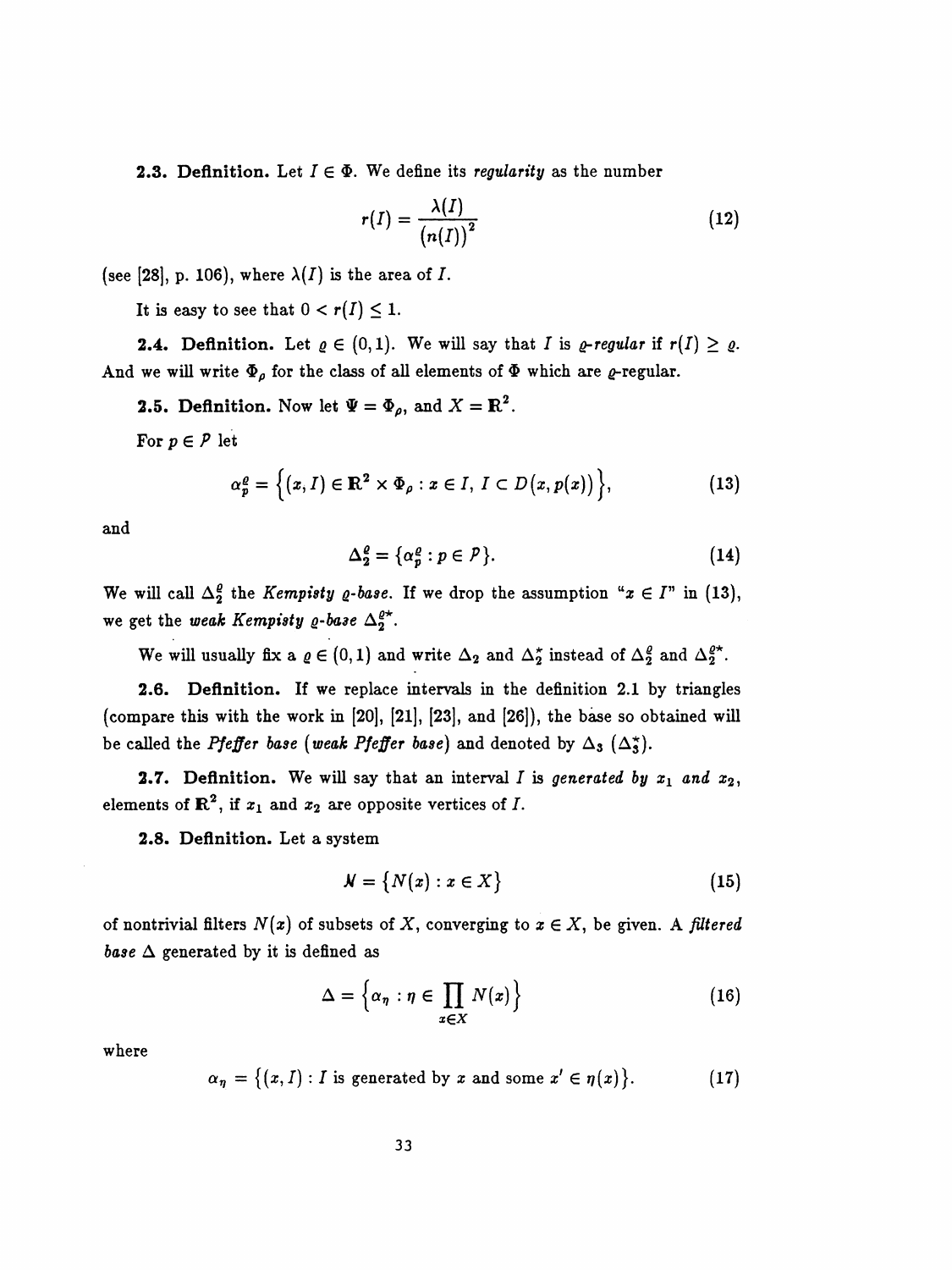**2.3. Definition.** Let $I \in \Phi$. We define its *regularity* as the number

$$r(I) = \frac{\lambda(I)}{\big(n(I)\big)^2} \tag{12}$$

(see [28], p. 106), where $\lambda(I)$ is the area of $I$.

It is easy to see that $0 < r(I) \leq 1$.

**2.4. Definition.** Let $\varrho \in (0,1)$. We will say that $I$ is *$\varrho$-regular* if $r(I) \geq \varrho$. And we will write $\Phi_\varrho$ for the class of all elements of $\Phi$ which are $\varrho$-regular.

**2.5. Definition.** Now let $\Psi = \Phi_\varrho$, and $X = \mathbf{R}^2$.

For $p \in \mathcal{P}$ let

$$\alpha_p^\varrho = \Big\{(x, I) \in \mathbf{R}^2 \times \Phi_\varrho : x \in I,\ I \subset D\big(x, p(x)\big)\Big\}, \tag{13}$$

and

$$\Delta_2^\varrho = \{\alpha_p^\varrho : p \in \mathcal{P}\}. \tag{14}$$

We will call $\Delta_2^\varrho$ the *Kempisty $\varrho$-base*. If we drop the assumption "$x \in I$" in (13), we get the *weak Kempisty $\varrho$-base* $\Delta_2^{\varrho\star}$.

We will usually fix a $\varrho \in (0,1)$ and write $\Delta_2$ and $\Delta_2^\star$ instead of $\Delta_2^\varrho$ and $\Delta_2^{\varrho\star}$.

**2.6. Definition.** If we replace intervals in the definition 2.1 by triangles (compare this with the work in [20], [21], [23], and [26]), the base so obtained will be called the *Pfeffer base* (*weak Pfeffer base*) and denoted by $\Delta_3$ ($\Delta_3^\star$).

**2.7. Definition.** We will say that an interval $I$ is *generated by $x_1$ and $x_2$*, elements of $\mathbf{R}^2$, if $x_1$ and $x_2$ are opposite vertices of $I$.

**2.8. Definition.** Let a system

$$\mathcal{N} = \big\{N(x) : x \in X\big\} \tag{15}$$

of nontrivial filters $N(x)$ of subsets of $X$, converging to $x \in X$, be given. A *filtered base* $\Delta$ generated by it is defined as

$$\Delta = \Big\{\alpha_\eta : \eta \in \prod_{x \in X} N(x)\Big\} \tag{16}$$

where

$$\alpha_\eta = \big\{(x, I) : I \text{ is generated by } x \text{ and some } x' \in \eta(x)\big\}. \tag{17}$$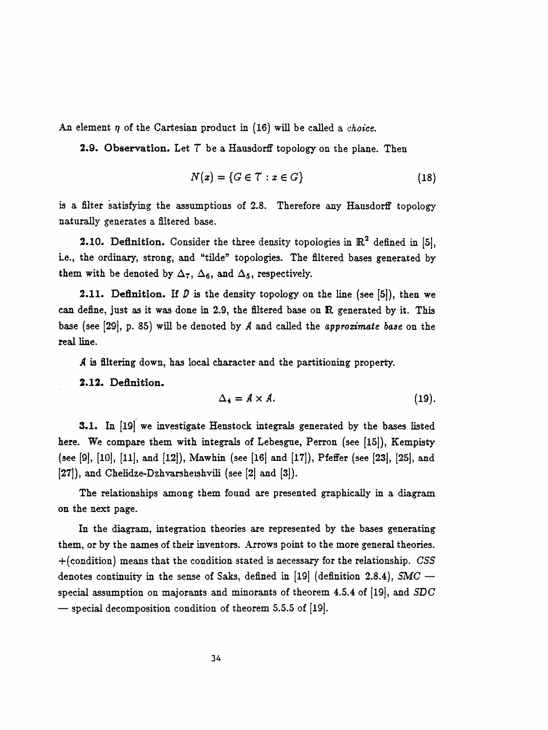An element $\eta$ of the Cartesian product in (16) will be called a *choice.*

**2.9. Observation.** Let $\mathcal{T}$ be a Hausdorff topology on the plane. Then

$$N(x) = \{G \in \mathcal{T} : x \in G\} \tag{18}$$

is a filter satisfying the assumptions of 2.8. Therefore any Hausdorff topology naturally generates a filtered base.

**2.10. Definition.** Consider the three density topologies in $\mathbb{R}^2$ defined in [5], i.e., the ordinary, strong, and "tilde" topologies. The filtered bases generated by them with be denoted by $\Delta_7$, $\Delta_6$, and $\Delta_5$, respectively.

**2.11. Definition.** If $\mathcal{D}$ is the density topology on the line (see [5]), then we can define, just as it was done in 2.9, the filtered base on $\mathbb{R}$ generated by it. This base (see [29], p. 85) will be denoted by $\mathcal{A}$ and called the *approximate base* on the real line.

$\mathcal{A}$ is filtering down, has local character and the partitioning property.

**2.12. Definition.**

$$\Delta_4 = \mathcal{A} \times \mathcal{A}. \tag{19}$$

**3.1.** In [19] we investigate Henstock integrals generated by the bases listed here. We compare them with integrals of Lebesgue, Perron (see [15]), Kempisty (see [9], [10], [11], and [12]), Mawhin (see [16] and [17]), Pfeffer (see [23], [25], and [27]), and Chelidze-Dzhvarsheishvili (see [2] and [3]).

The relationships among them found are presented graphically in a diagram on the next page.

In the diagram, integration theories are represented by the bases generating them, or by the names of their inventors. Arrows point to the more general theories. +(condition) means that the condition stated is necessary for the relationship. *CSS* denotes continuity in the sense of Saks, defined in [19] (definition 2.8.4), *SMC* — special assumption on majorants and minorants of theorem 4.5.4 of [19], and *SDC* — special decomposition condition of theorem 5.5.5 of [19].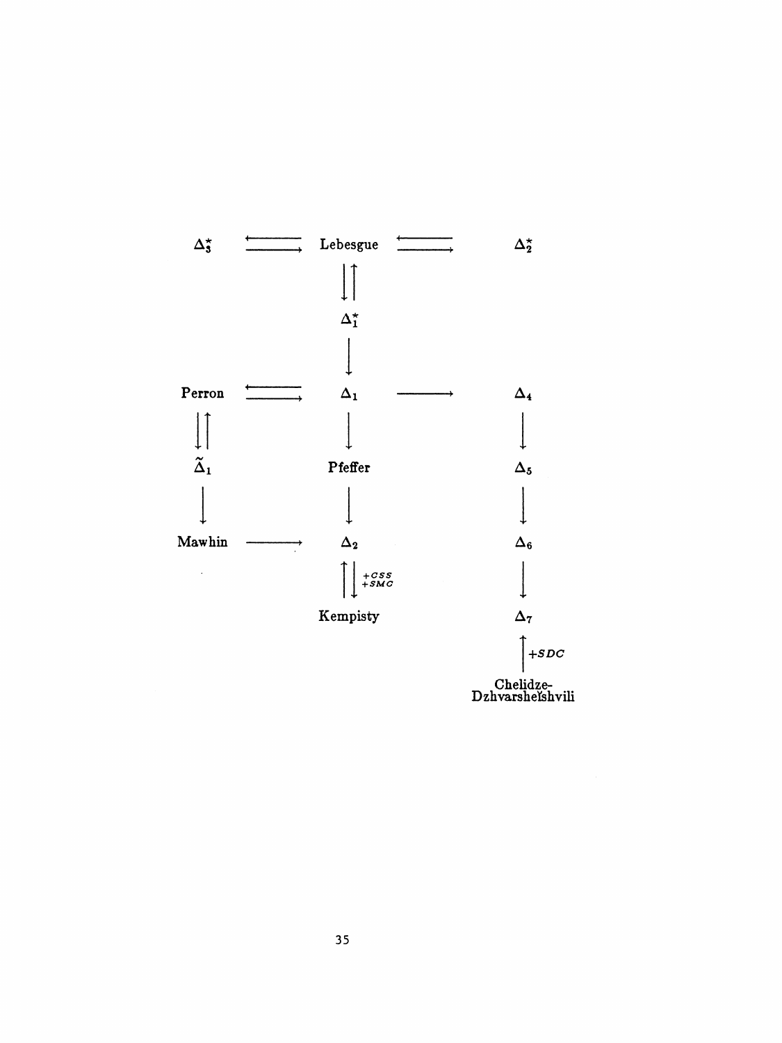| | | | | |
|---|---|---|---|---|
| $\Delta_3^*$ | $\rightleftarrows$ | Lebesgue | $\rightleftarrows$ | $\Delta_2^*$ |
| | | $\downarrow\uparrow$ | | |
| | | $\Delta_1^*$ | | |
| | | $\downarrow$ | | |
| Perron | $\rightleftarrows$ | $\Delta_1$ | $\longrightarrow$ | $\Delta_4$ |
| $\downarrow\uparrow$ | | $\downarrow$ | | $\downarrow$ |
| $\tilde{\Delta}_1$ | | Pfeffer | | $\Delta_5$ |
| $\downarrow$ | | $\downarrow$ | | $\downarrow$ |
| Mawhin | $\longrightarrow$ | $\Delta_2$ | | $\Delta_6$ |
| | | $\uparrow\downarrow$ $+CSS$ $+SMC$ | | $\downarrow$ |
| | | Kempisty | | $\Delta_7$ |
| | | | | $\uparrow$ $+SDC$ |
| | | | | Chelidze-Dzhvarsheĭshvili |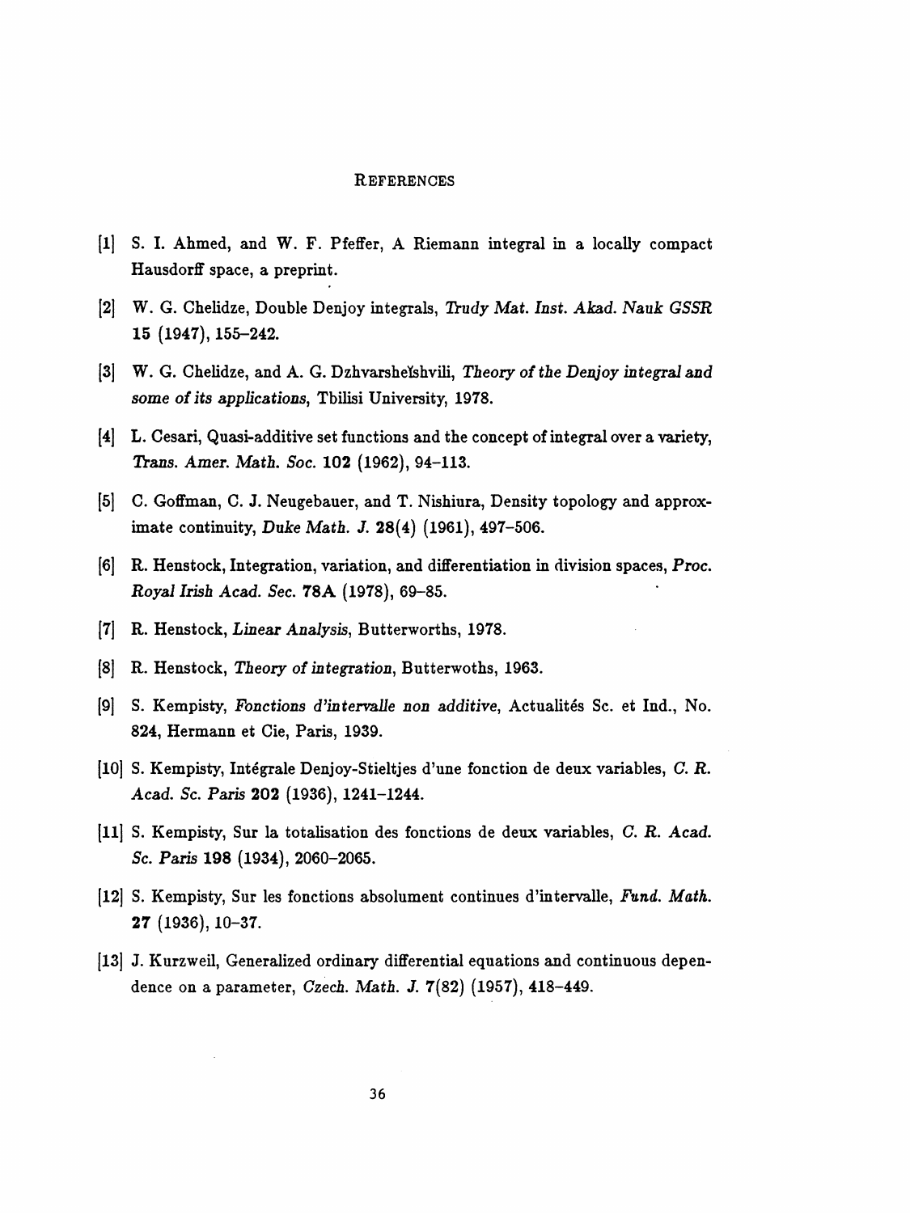## REFERENCES

[1] S. I. Ahmed, and W. F. Pfeffer, A Riemann integral in a locally compact Hausdorff space, a preprint.

[2] W. G. Chelidze, Double Denjoy integrals, *Trudy Mat. Inst. Akad. Nauk GSSR* **15** (1947), 155–242.

[3] W. G. Chelidze, and A. G. Dzhvarsheĭshvili, *Theory of the Denjoy integral and some of its applications*, Tbilisi University, 1978.

[4] L. Cesari, Quasi-additive set functions and the concept of integral over a variety, *Trans. Amer. Math. Soc.* **102** (1962), 94–113.

[5] C. Goffman, C. J. Neugebauer, and T. Nishiura, Density topology and approximate continuity, *Duke Math. J.* **28**(4) (1961), 497–506.

[6] R. Henstock, Integration, variation, and differentiation in division spaces, *Proc. Royal Irish Acad. Sec.* **78A** (1978), 69–85.

[7] R. Henstock, *Linear Analysis*, Butterworths, 1978.

[8] R. Henstock, *Theory of integration*, Butterwoths, 1963.

[9] S. Kempisty, *Fonctions d'intervalle non additive*, Actualités Sc. et Ind., No. 824, Hermann et Cie, Paris, 1939.

[10] S. Kempisty, Intégrale Denjoy-Stieltjes d'une fonction de deux variables, *C. R. Acad. Sc. Paris* **202** (1936), 1241–1244.

[11] S. Kempisty, Sur la totalisation des fonctions de deux variables, *C. R. Acad. Sc. Paris* **198** (1934), 2060–2065.

[12] S. Kempisty, Sur les fonctions absolument continues d'intervalle, *Fund. Math.* **27** (1936), 10–37.

[13] J. Kurzweil, Generalized ordinary differential equations and continuous dependence on a parameter, *Czech. Math. J.* **7**(82) (1957), 418–449.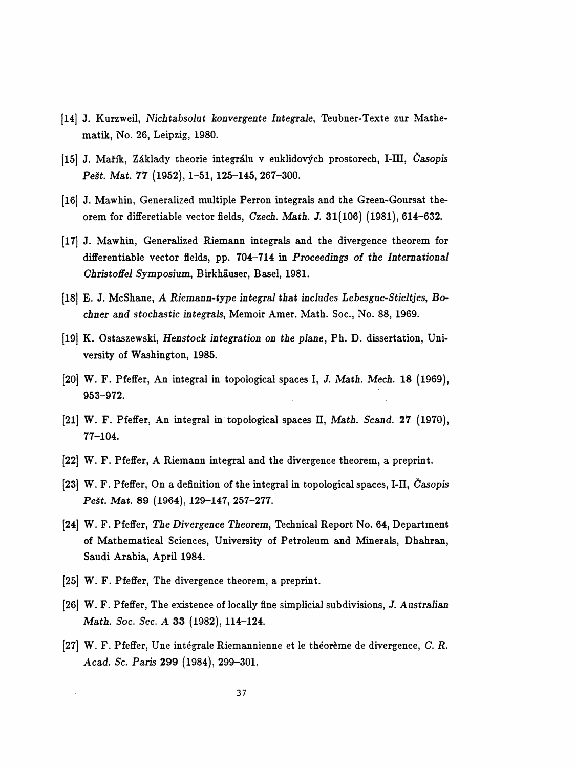[14] J. Kurzweil, *Nichtabsolut konvergente Integrale*, Teubner-Texte zur Mathematik, No. 26, Leipzig, 1980.

[15] J. Mařík, Základy theorie integrálu v euklidových prostorech, I-III, *Časopis Pešt. Mat.* **77** (1952), 1–51, 125–145, 267–300.

[16] J. Mawhin, Generalized multiple Perron integrals and the Green-Goursat theorem for differetiable vector fields, *Czech. Math. J.* **31**(106) (1981), 614–632.

[17] J. Mawhin, Generalized Riemann integrals and the divergence theorem for differentiable vector fields, pp. 704–714 in *Proceedings of the International Christoffel Symposium*, Birkhäuser, Basel, 1981.

[18] E. J. McShane, *A Riemann-type integral that includes Lebesgue-Stieltjes, Bochner and stochastic integrals*, Memoir Amer. Math. Soc., No. 88, 1969.

[19] K. Ostaszewski, *Henstock integration on the plane*, Ph. D. dissertation, University of Washington, 1985.

[20] W. F. Pfeffer, An integral in topological spaces I, *J. Math. Mech.* **18** (1969), 953–972.

[21] W. F. Pfeffer, An integral in topological spaces II, *Math. Scand.* **27** (1970), 77–104.

[22] W. F. Pfeffer, A Riemann integral and the divergence theorem, a preprint.

[23] W. F. Pfeffer, On a definition of the integral in topological spaces, I-II, *Časopis Pešt. Mat.* **89** (1964), 129–147, 257–277.

[24] W. F. Pfeffer, *The Divergence Theorem*, Technical Report No. 64, Department of Mathematical Sciences, University of Petroleum and Minerals, Dhahran, Saudi Arabia, April 1984.

[25] W. F. Pfeffer, The divergence theorem, a preprint.

[26] W. F. Pfeffer, The existence of locally fine simplicial subdivisions, *J. Australian Math. Soc. Sec. A* **33** (1982), 114–124.

[27] W. F. Pfeffer, Une intégrale Riemannienne et le théorème de divergence, *C. R. Acad. Sc. Paris* **299** (1984), 299–301.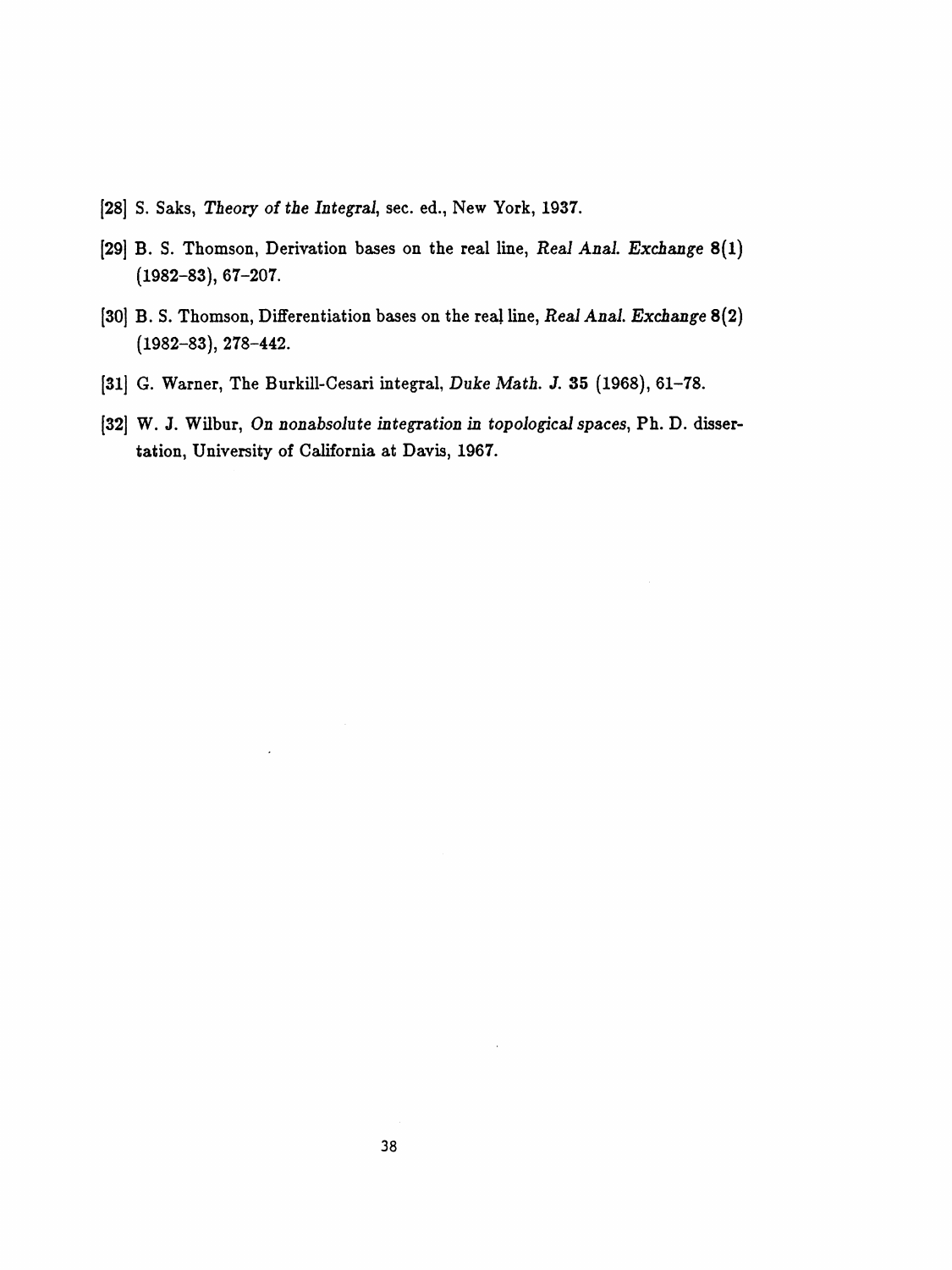[28] S. Saks, *Theory of the Integral*, sec. ed., New York, 1937.

[29] B. S. Thomson, Derivation bases on the real line, *Real Anal. Exchange* **8**(1) (1982–83), 67–207.

[30] B. S. Thomson, Differentiation bases on the real line, *Real Anal. Exchange* **8**(2) (1982–83), 278–442.

[31] G. Warner, The Burkill-Cesari integral, *Duke Math. J.* **35** (1968), 61–78.

[32] W. J. Wilbur, *On nonabsolute integration in topological spaces*, Ph. D. dissertation, University of California at Davis, 1967.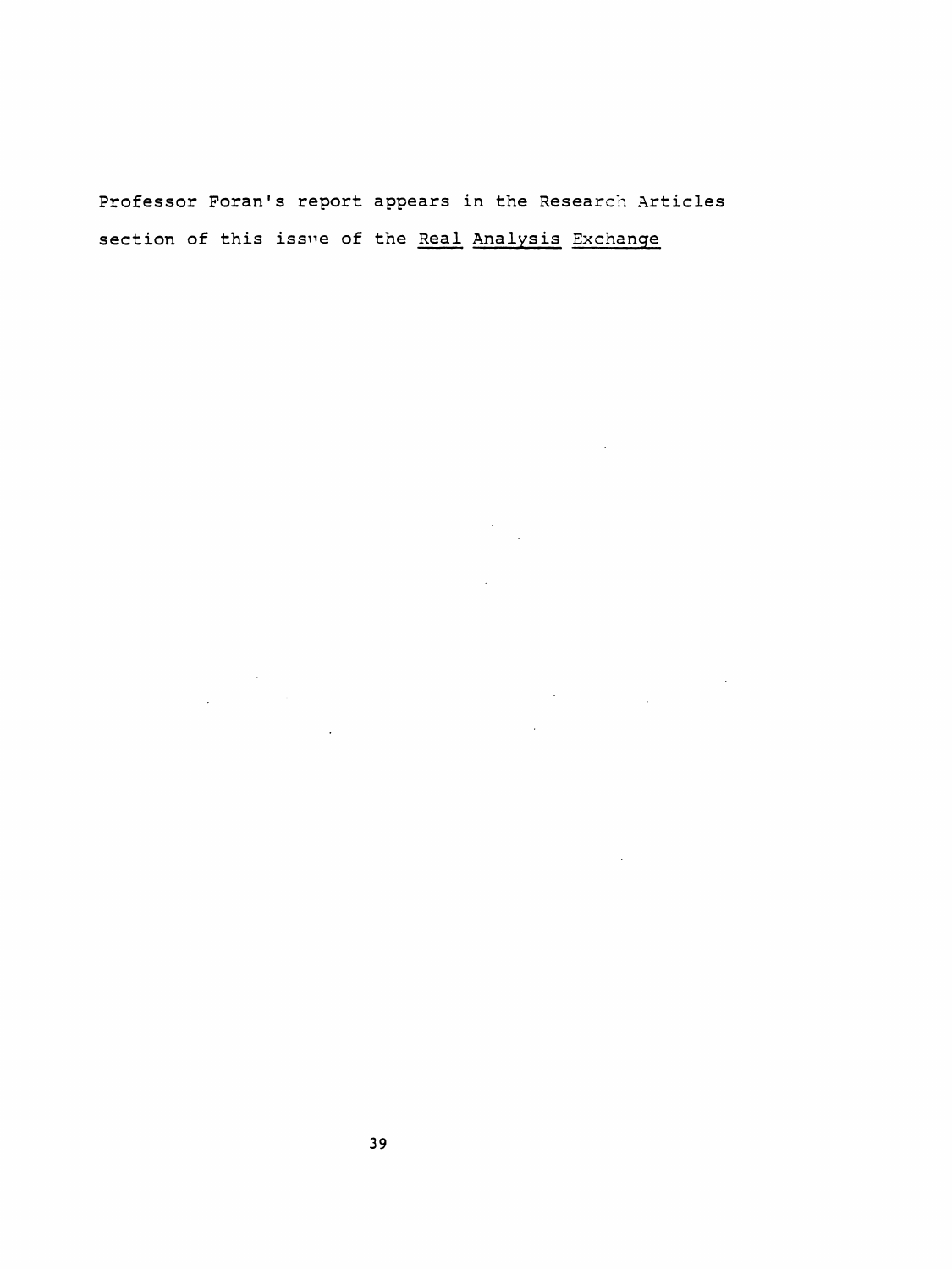Professor Foran's report appears in the Research Articles section of this issue of the *Real Analysis Exchange*